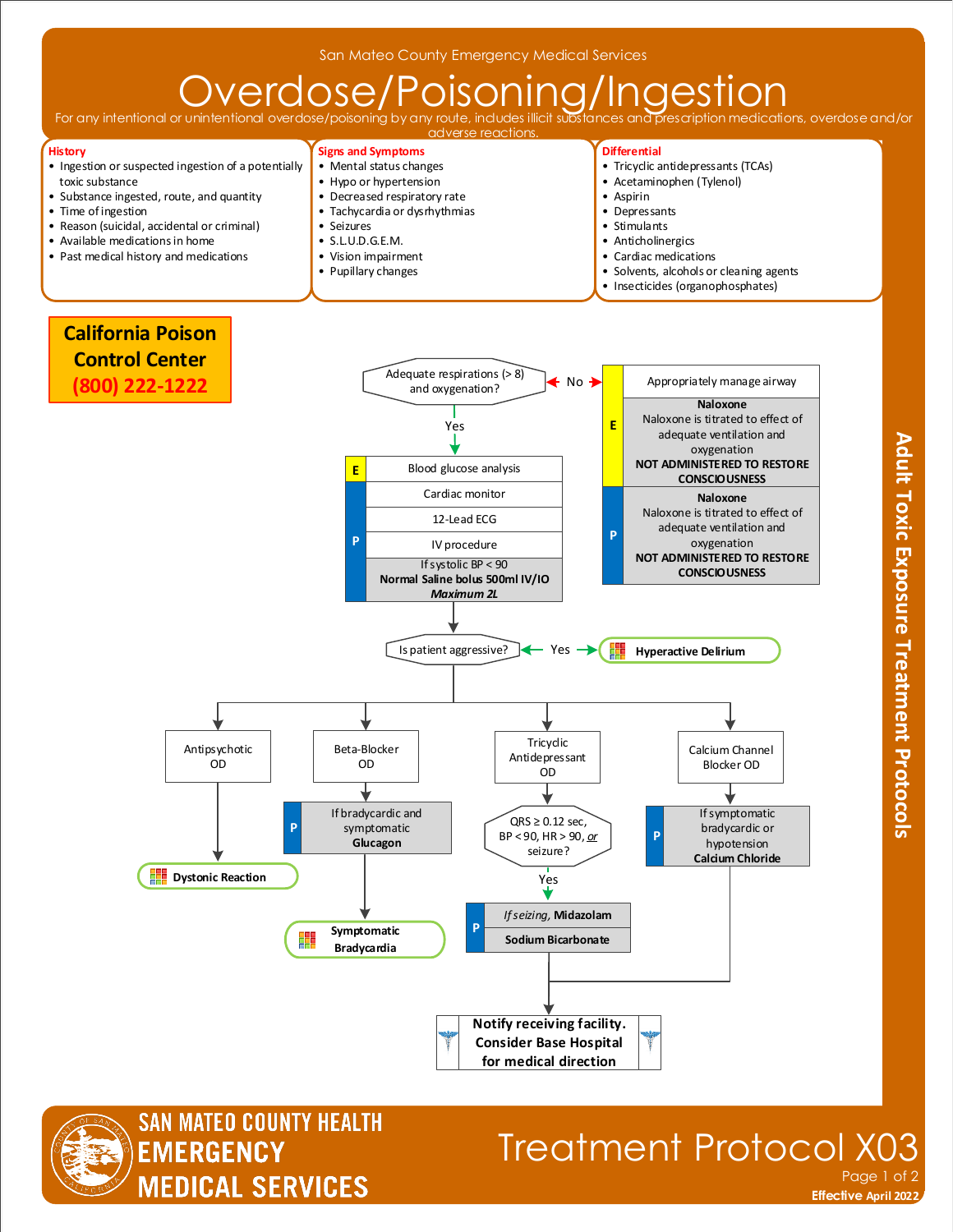San Mateo County Emergency Medical Services

# Overdose/Poisoning/Ingestion

For any intentional or unintentional overdose/poisoning by any route, includes illicit substances and prescription medications, overdose and/or adverse reactions.

**History**
- Ingestion or suspected ingestion of a potentially toxic substance
- Substance ingested, route, and quantity
- Time of ingestion
- Reason (suicidal, accidental or criminal)
- Available medications in home
- Past medical history and medications

**Signs and Symptoms**
- Mental status changes
- Hypo or hypertension
- Decreased respiratory rate
- Tachycardia or dysrhythmias
- Seizures
- S.L.U.D.G.E.M.
- Vision impairment
- Pupillary changes

**Differential**
- Tricyclic antidepressants (TCAs)
- Acetaminophen (Tylenol)
- Aspirin
- Depressants
- Stimulants
- Anticholinergics
- Cardiac medications
- Solvents, alcohols or cleaning agents
- Insecticides (organophosphates)

**California Poison Control Center**
**(800) 222-1222**

Adequate respirations (> 8) and oxygenation?

- **No** →
  - Appropriately manage airway
  - **E**: **Naloxone** — Naloxone is titrated to effect of adequate ventilation and oxygenation. **NOT ADMINISTERED TO RESTORE CONSCIOUSNESS**
  - **P**: **Naloxone** — Naloxone is titrated to effect of adequate ventilation and oxygenation. **NOT ADMINISTERED TO RESTORE CONSCIOUSNESS**
- **Yes** ↓
  - **E**: Blood glucose analysis
  - **P**: Cardiac monitor
  - **P**: 12-Lead ECG
  - **P**: IV procedure
  - **P**: If systolic BP < 90 **Normal Saline bolus 500ml IV/IO** ***Maximum 2L***

Is patient aggressive? — **Yes** → **Hyperactive Delirium**

- **Antipsychotic OD** → **Dystonic Reaction**
- **Beta-Blocker OD** → **P**: If bradycardic and symptomatic **Glucagon** → **Symptomatic Bradycardia**
- **Tricyclic Antidepressant OD** → QRS ≥ 0.12 sec, BP < 90, HR > 90, *or* seizure? → **Yes** →
  - **P**: *If seizing*, **Midazolam**
  - **P**: **Sodium Bicarbonate**
- **Calcium Channel Blocker OD** → **P**: If symptomatic bradycardic or hypotension **Calcium Chloride**

**Notify receiving facility. Consider Base Hospital for medical direction**

Adult Toxic Exposure Treatment Protocols

SAN MATEO COUNTY HEALTH EMERGENCY MEDICAL SERVICES

Treatment Protocol X03

Effective April 2022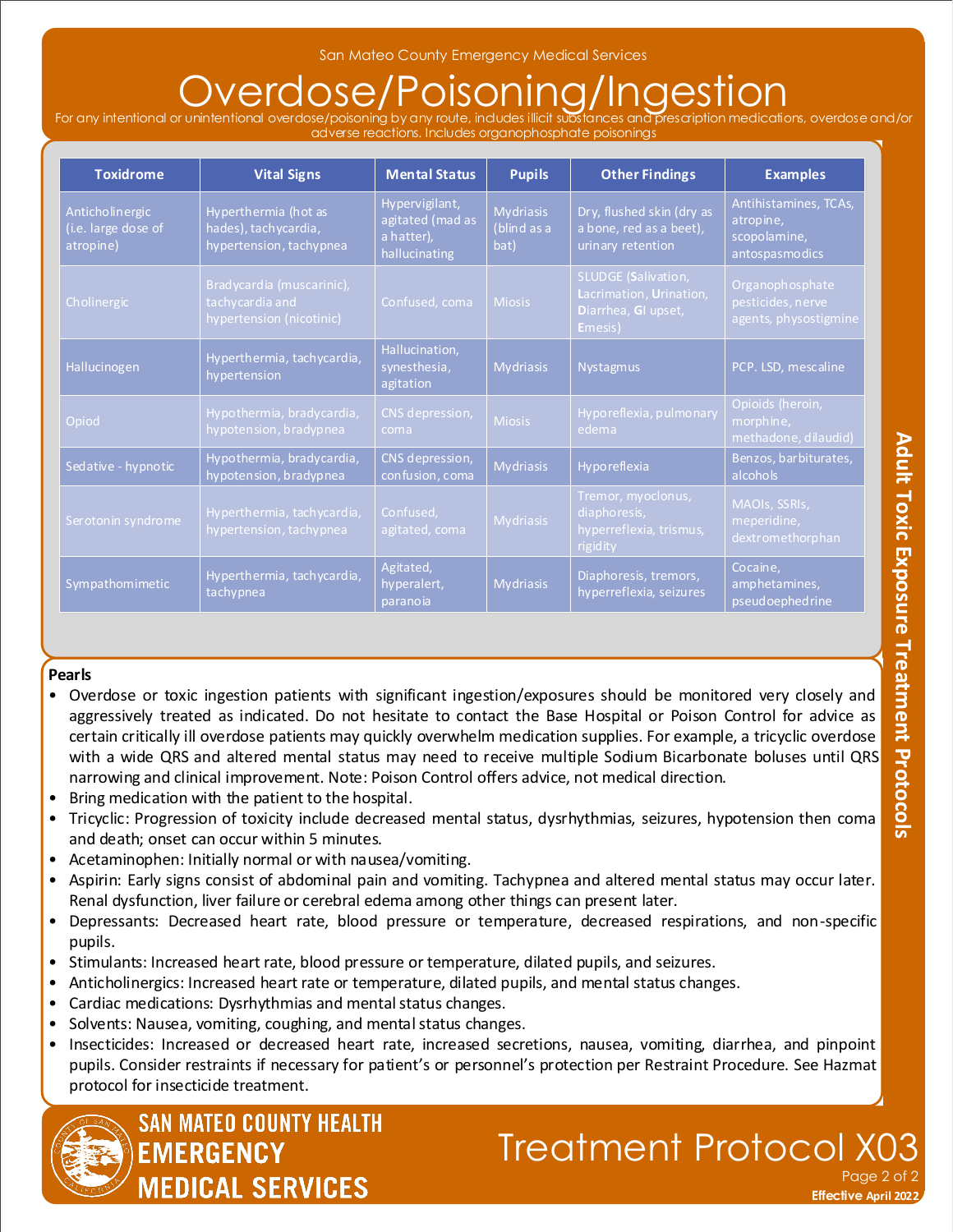San Mateo County Emergency Medical Services

# Overdose/Poisoning/Ingestion

For any intentional or unintentional overdose/poisoning by any route, includes illicit substances and prescription medications, overdose and/or adverse reactions. Includes organophosphate poisonings

| Toxidrome | Vital Signs | Mental Status | Pupils | Other Findings | Examples |
|---|---|---|---|---|---|
| Anticholinergic (i.e. large dose of atropine) | Hyperthermia (hot as hades), tachycardia, hypertension, tachypnea | Hypervigilant, agitated (mad as a hatter), hallucinating | Mydriasis (blind as a bat) | Dry, flushed skin (dry as a bone, red as a beet), urinary retention | Antihistamines, TCAs, atropine, scopolamine, antospasmodics |
| Cholinergic | Bradycardia (muscarinic), tachycardia and hypertension (nicotinic) | Confused, coma | Miosis | SLUDGE (**S**alivation, **L**acrimation, **U**rination, **D**iarrhea, **GI** upset, **E**mesis) | Organophosphate pesticides, nerve agents, physostigmine |
| Hallucinogen | Hyperthermia, tachycardia, hypertension | Hallucination, synesthesia, agitation | Mydriasis | Nystagmus | PCP. LSD, mescaline |
| Opiod | Hypothermia, bradycardia, hypotension, bradypnea | CNS depression, coma | Miosis | Hyporeflexia, pulmonary edema | Opioids (heroin, morphine, methadone, dilaudid) |
| Sedative - hypnotic | Hypothermia, bradycardia, hypotension, bradypnea | CNS depression, confusion, coma | Mydriasis | Hyporeflexia | Benzos, barbiturates, alcohols |
| Serotonin syndrome | Hyperthermia, tachycardia, hypertension, tachypnea | Confused, agitated, coma | Mydriasis | Tremor, myoclonus, diaphoresis, hyperreflexia, trismus, rigidity | MAOIs, SSRIs, meperidine, dextromethorphan |
| Sympathomimetic | Hyperthermia, tachycardia, tachypnea | Agitated, hyperalert, paranoia | Mydriasis | Diaphoresis, tremors, hyperreflexia, seizures | Cocaine, amphetamines, pseudoephedrine |

**Pearls**

- Overdose or toxic ingestion patients with significant ingestion/exposures should be monitored very closely and aggressively treated as indicated. Do not hesitate to contact the Base Hospital or Poison Control for advice as certain critically ill overdose patients may quickly overwhelm medication supplies. For example, a tricyclic overdose with a wide QRS and altered mental status may need to receive multiple Sodium Bicarbonate boluses until QRS narrowing and clinical improvement. Note: Poison Control offers advice, not medical direction.
- Bring medication with the patient to the hospital.
- Tricyclic: Progression of toxicity include decreased mental status, dysrhythmias, seizures, hypotension then coma and death; onset can occur within 5 minutes.
- Acetaminophen: Initially normal or with nausea/vomiting.
- Aspirin: Early signs consist of abdominal pain and vomiting. Tachypnea and altered mental status may occur later. Renal dysfunction, liver failure or cerebral edema among other things can present later.
- Depressants: Decreased heart rate, blood pressure or temperature, decreased respirations, and non-specific pupils.
- Stimulants: Increased heart rate, blood pressure or temperature, dilated pupils, and seizures.
- Anticholinergics: Increased heart rate or temperature, dilated pupils, and mental status changes.
- Cardiac medications: Dysrhythmias and mental status changes.
- Solvents: Nausea, vomiting, coughing, and mental status changes.
- Insecticides: Increased or decreased heart rate, increased secretions, nausea, vomiting, diarrhea, and pinpoint pupils. Consider restraints if necessary for patient's or personnel's protection per Restraint Procedure. See Hazmat protocol for insecticide treatment.

Adult Toxic Exposure Treatment Protocols

SAN MATEO COUNTY HEALTH EMERGENCY MEDICAL SERVICES

Treatment Protocol X03

Effective April 2022